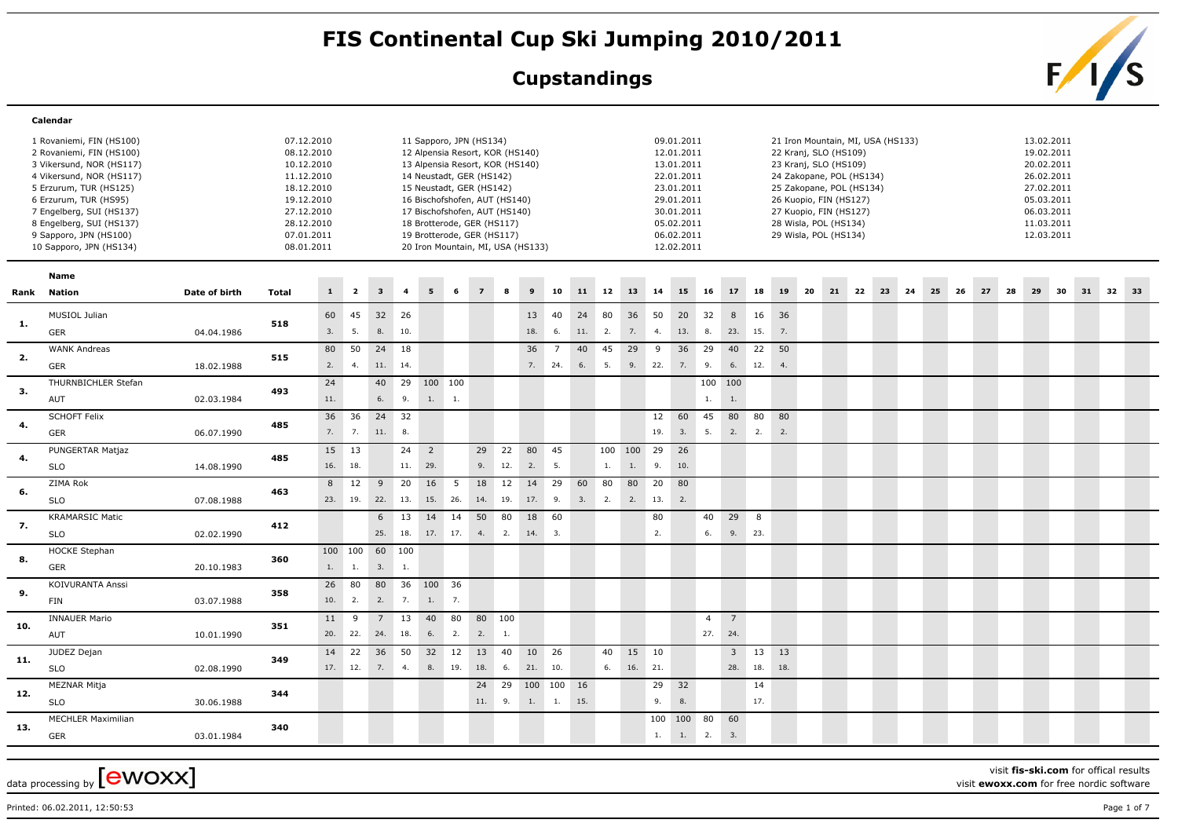# FIS Continental Cup Ski Jumping 2010/2011

## Cupstandings

**Calendar**

| No. | Venue | Date |
|---|---|---|
| 1 | Rovaniemi, FIN (HS100) | 07.12.2010 |
| 2 | Rovaniemi, FIN (HS100) | 08.12.2010 |
| 3 | Vikersund, NOR (HS117) | 10.12.2010 |
| 4 | Vikersund, NOR (HS117) | 11.12.2010 |
| 5 | Erzurum, TUR (HS125) | 18.12.2010 |
| 6 | Erzurum, TUR (HS95) | 19.12.2010 |
| 7 | Engelberg, SUI (HS137) | 27.12.2010 |
| 8 | Engelberg, SUI (HS137) | 28.12.2010 |
| 9 | Sapporo, JPN (HS100) | 07.01.2011 |
| 10 | Sapporo, JPN (HS134) | 08.01.2011 |
| 11 | Sapporo, JPN (HS134) | 09.01.2011 |
| 12 | Alpensia Resort, KOR (HS140) | 12.01.2011 |
| 13 | Alpensia Resort, KOR (HS140) | 13.01.2011 |
| 14 | Neustadt, GER (HS142) | 22.01.2011 |
| 15 | Neustadt, GER (HS142) | 23.01.2011 |
| 16 | Bischofshofen, AUT (HS140) | 29.01.2011 |
| 17 | Bischofshofen, AUT (HS140) | 30.01.2011 |
| 18 | Brotterode, GER (HS117) | 05.02.2011 |
| 19 | Brotterode, GER (HS117) | 06.02.2011 |
| 20 | Iron Mountain, MI, USA (HS133) | 12.02.2011 |
| 21 | Iron Mountain, MI, USA (HS133) | 13.02.2011 |
| 22 | Kranj, SLO (HS109) | 19.02.2011 |
| 23 | Kranj, SLO (HS109) | 20.02.2011 |
| 24 | Zakopane, POL (HS134) | 26.02.2011 |
| 25 | Zakopane, POL (HS134) | 27.02.2011 |
| 26 | Kuopio, FIN (HS127) | 05.03.2011 |
| 27 | Kuopio, FIN (HS127) | 06.03.2011 |
| 28 | Wisla, POL (HS134) | 11.03.2011 |
| 29 | Wisla, POL (HS134) | 12.03.2011 |

| Rank | Name / Nation | Date of birth | Total | 1 | 2 | 3 | 4 | 5 | 6 | 7 | 8 | 9 | 10 | 11 | 12 | 13 | 14 | 15 | 16 | 17 | 18 | 19 | 20 | 21 | 22 | 23 | 24 | 25 | 26 | 27 | 28 | 29 | 30 | 31 | 32 | 33 |
|---|---|---|---|---|---|---|---|---|---|---|---|---|---|---|---|---|---|---|---|---|---|---|---|---|---|---|---|---|---|---|---|---|---|---|---|---|
| 1. | MUSIOL Julian | | 518 | 60 | 45 | 32 | 26 | | | | | 13 | 40 | 24 | 80 | 36 | 50 | 20 | 32 | 8 | 16 | 36 | | | | | | | | | | | | | | |
| | GER | 04.04.1986 | | 3. | 5. | 8. | 10. | | | | | 18. | 6. | 11. | 2. | 7. | 4. | 13. | 8. | 23. | 15. | 7. | | | | | | | | | | | | | | |
| 2. | WANK Andreas | | 515 | 80 | 50 | 24 | 18 | | | | | 36 | 7 | 40 | 45 | 29 | 9 | 36 | 29 | 40 | 22 | 50 | | | | | | | | | | | | | | |
| | GER | 18.02.1988 | | 2. | 4. | 11. | 14. | | | | | 7. | 24. | 6. | 5. | 9. | 22. | 7. | 9. | 6. | 12. | 4. | | | | | | | | | | | | | | |
| 3. | THURNBICHLER Stefan | | 493 | 24 | | 40 | 29 | 100 | 100 | | | | | | | | | | 100 | 100 | | | | | | | | | | | | | | | | |
| | AUT | 02.03.1984 | | 11. | | 6. | 9. | 1. | 1. | | | | | | | | | | 1. | 1. | | | | | | | | | | | | | | | | |
| 4. | SCHOFT Felix | | 485 | 36 | 36 | 24 | 32 | | | | | | | | | | 12 | 60 | 45 | 80 | 80 | 80 | | | | | | | | | | | | | | |
| | GER | 06.07.1990 | | 7. | 7. | 11. | 8. | | | | | | | | | | 19. | 3. | 5. | 2. | 2. | 2. | | | | | | | | | | | | | | |
| 4. | PUNGERTAR Matjaz | | 485 | 15 | 13 | | 24 | 2 | | 29 | 22 | 80 | 45 | | 100 | 100 | 29 | 26 | | | | | | | | | | | | | | | | | | |
| | SLO | 14.08.1990 | | 16. | 18. | | 11. | 29. | | 9. | 12. | 2. | 5. | | 1. | 1. | 9. | 10. | | | | | | | | | | | | | | | | | | |
| 6. | ZIMA Rok | | 463 | 8 | 12 | 9 | 20 | 16 | 5 | 18 | 12 | 14 | 29 | 60 | 80 | 80 | 20 | 80 | | | | | | | | | | | | | | | | | | |
| | SLO | 07.08.1988 | | 23. | 19. | 22. | 13. | 15. | 26. | 14. | 19. | 17. | 9. | 3. | 2. | 2. | 13. | 2. | | | | | | | | | | | | | | | | | | |
| 7. | KRAMARSIC Matic | | 412 | | | 6 | 13 | 14 | 14 | 50 | 80 | 18 | 60 | | | | 80 | | 40 | 29 | 8 | | | | | | | | | | | | | | | |
| | SLO | 02.02.1990 | | | | 25. | 18. | 17. | 17. | 4. | 2. | 14. | 3. | | | | 2. | | 6. | 9. | 23. | | | | | | | | | | | | | | | |
| 8. | HOCKE Stephan | | 360 | 100 | 100 | 60 | 100 | | | | | | | | | | | | | | | | | | | | | | | | | | | | | |
| | GER | 20.10.1983 | | 1. | 1. | 3. | 1. | | | | | | | | | | | | | | | | | | | | | | | | | | | | | |
| 9. | KOIVURANTA Anssi | | 358 | 26 | 80 | 80 | 36 | 100 | 36 | | | | | | | | | | | | | | | | | | | | | | | | | | | |
| | FIN | 03.07.1988 | | 10. | 2. | 2. | 7. | 1. | 7. | | | | | | | | | | | | | | | | | | | | | | | | | | | |
| 10. | INNAUER Mario | | 351 | 11 | 9 | 7 | 13 | 40 | 80 | 80 | 100 | | | | | | | | 4 | 7 | | | | | | | | | | | | | | | | |
| | AUT | 10.01.1990 | | 20. | 22. | 24. | 18. | 6. | 2. | 2. | 1. | | | | | | | | 27. | 24. | | | | | | | | | | | | | | | | |
| 11. | JUDEZ Dejan | | 349 | 14 | 22 | 36 | 50 | 32 | 12 | 13 | 40 | 10 | 26 | | 40 | 15 | 10 | | | 3 | 13 | 13 | | | | | | | | | | | | | | |
| | SLO | 02.08.1990 | | 17. | 12. | 7. | 4. | 8. | 19. | 18. | 6. | 21. | 10. | | 6. | 16. | 21. | | | 28. | 18. | 18. | | | | | | | | | | | | | | |
| 12. | MEZNAR Mitja | | 344 | | | | | | | 24 | 29 | 100 | 100 | 16 | | | 29 | 32 | | | 14 | | | | | | | | | | | | | | | |
| | SLO | 30.06.1988 | | | | | | | | 11. | 9. | 1. | 1. | 15. | | | 9. | 8. | | | 17. | | | | | | | | | | | | | | | |
| 13. | MECHLER Maximilian | | 340 | | | | | | | | | | | | | | 100 | 100 | 80 | 60 | | | | | | | | | | | | | | | | |
| | GER | 03.01.1984 | | | | | | | | | | | | | | | 1. | 1. | 2. | 3. | | | | | | | | | | | | | | | | |

data processing by [ewoxx]

visit **fis-ski.com** for offical results
visit **ewoxx.com** for free nordic software

Printed: 06.02.2011, 12:50:53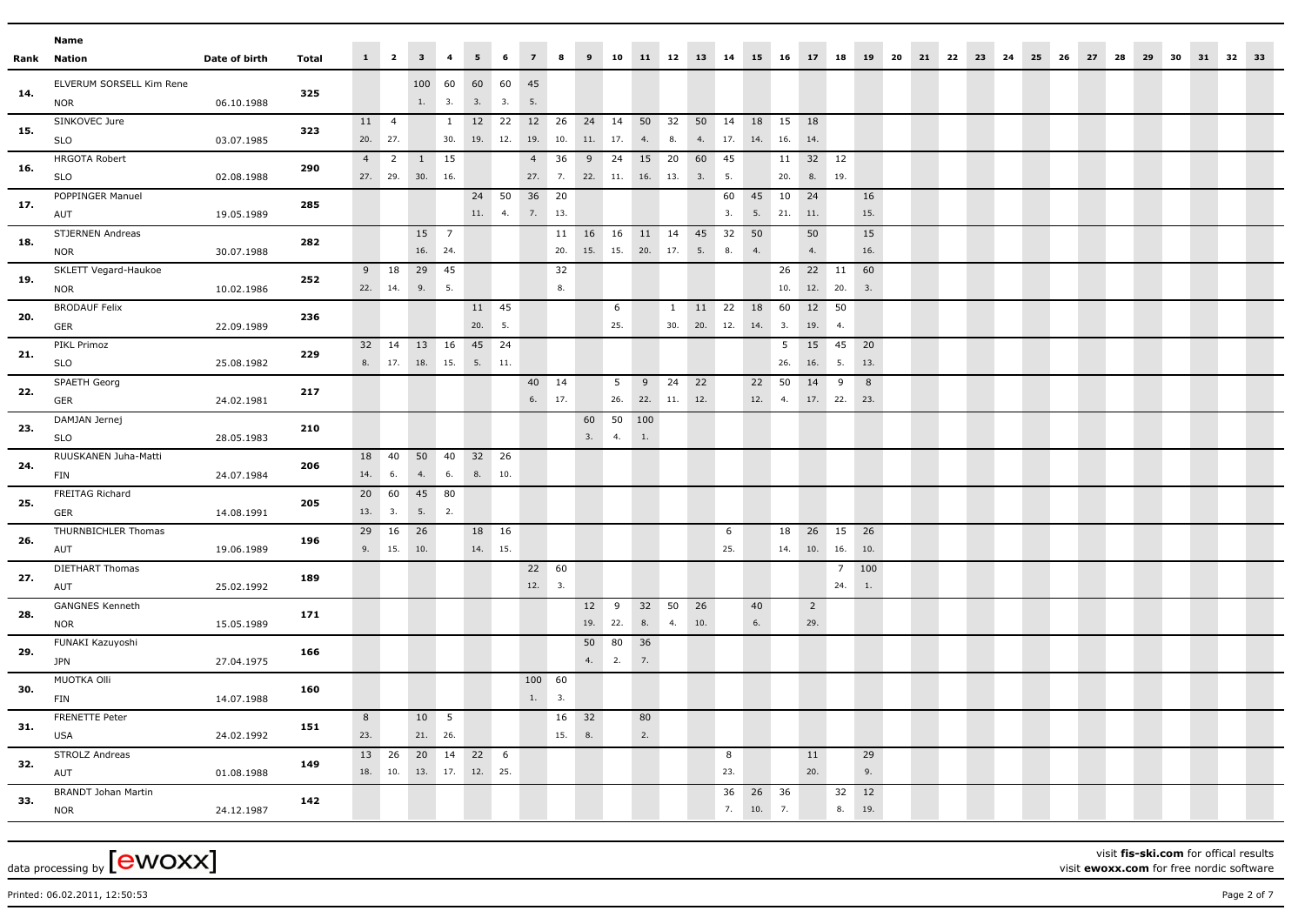| Rank | Name | Nation | Date of birth | Total | 1 | 2 | 3 | 4 | 5 | 6 | 7 | 8 | 9 | 10 | 11 | 12 | 13 | 14 | 15 | 16 | 17 | 18 | 19 | 20 | 21 | 22 | 23 | 24 | 25 | 26 | 27 | 28 | 29 | 30 | 31 | 32 | 33 |
|---|---|---|---|---|---|---|---|---|---|---|---|---|---|---|---|---|---|---|---|---|---|---|---|---|---|---|---|---|---|---|---|---|---|---|---|---|---|
| 14. | ELVERUM SORSELL Kim Rene | NOR | 06.10.1988 | 325 | | | 100 (1.) | 60 (3.) | 60 (3.) | 60 (3.) | 45 (5.) | | | | | | | | | | | | | | | | | | | | | | | | | | |
| 15. | SINKOVEC Jure | SLO | 03.07.1985 | 323 | 11 (20.) | 4 (27.) | | 1 (30.) | 12 (19.) | 22 (12.) | 12 (19.) | 26 (10.) | 24 (11.) | 14 (17.) | 50 (4.) | 32 (8.) | 50 (4.) | 14 (17.) | 18 (14.) | 15 (16.) | 18 (14.) | | | | | | | | | | | | | | | | |
| 16. | HRGOTA Robert | SLO | 02.08.1988 | 290 | 4 (27.) | 2 (29.) | 1 (30.) | 15 (16.) | | | 4 (27.) | 36 (7.) | 9 (22.) | 24 (11.) | 15 (16.) | 20 (13.) | 60 (3.) | 45 (5.) | | 11 (20.) | 32 (8.) | 12 (19.) | | | | | | | | | | | | | | | |
| 17. | POPPINGER Manuel | AUT | 19.05.1989 | 285 | | | | | 24 (11.) | 50 (4.) | 36 (7.) | 20 (13.) | | | | | | 60 (3.) | 45 (5.) | 10 (21.) | 24 (11.) | | 16 (15.) | | | | | | | | | | | | | | |
| 18. | STJERNEN Andreas | NOR | 30.07.1988 | 282 | | | 15 (16.) | 7 (24.) | | | | 11 (20.) | 16 (15.) | 16 (15.) | 11 (20.) | 14 (17.) | 45 (5.) | 32 (8.) | 50 (4.) | | 50 (4.) | | 15 (16.) | | | | | | | | | | | | | | |
| 19. | SKLETT Vegard-Haukoe | NOR | 10.02.1986 | 252 | 9 (22.) | 18 (14.) | 29 (9.) | 45 (5.) | | | | 32 (8.) | | | | | | | | 26 (10.) | 22 (12.) | 11 (20.) | 60 (3.) | | | | | | | | | | | | | | |
| 20. | BRODAUF Felix | GER | 22.09.1989 | 236 | | | | | 11 (20.) | 45 (5.) | | | | 6 (25.) | | 1 (30.) | 11 (20.) | 22 (12.) | 18 (14.) | 60 (3.) | 12 (19.) | 50 (4.) | | | | | | | | | | | | | | | |
| 21. | PIKL Primoz | SLO | 25.08.1982 | 229 | 32 (8.) | 14 (17.) | 13 (18.) | 16 (15.) | 45 (5.) | 24 (11.) | | | | | | | | | | 5 (26.) | 15 (16.) | 45 (5.) | 20 (13.) | | | | | | | | | | | | | | |
| 22. | SPAETH Georg | GER | 24.02.1981 | 217 | | | | | | | 40 (6.) | 14 (17.) | | 5 (26.) | 9 (22.) | 24 (11.) | 22 (12.) | | 22 (12.) | 50 (4.) | 14 (17.) | 9 (22.) | 8 (23.) | | | | | | | | | | | | | | |
| 23. | DAMJAN Jernej | SLO | 28.05.1983 | 210 | | | | | | | | | 60 (3.) | 50 (4.) | 100 (1.) | | | | | | | | | | | | | | | | | | | | | | |
| 24. | RUUSKANEN Juha-Matti | FIN | 24.07.1984 | 206 | 18 (14.) | 40 (6.) | 50 (4.) | 40 (6.) | 32 (8.) | 26 (10.) | | | | | | | | | | | | | | | | | | | | | | | | | | | |
| 25. | FREITAG Richard | GER | 14.08.1991 | 205 | 20 (13.) | 60 (3.) | 45 (5.) | 80 (2.) | | | | | | | | | | | | | | | | | | | | | | | | | | | | | |
| 26. | THURNBICHLER Thomas | AUT | 19.06.1989 | 196 | 29 (9.) | 16 (15.) | 26 (10.) | | 18 (14.) | 16 (15.) | | | | | | | | 6 (25.) | | 18 (14.) | 26 (10.) | 15 (16.) | 26 (10.) | | | | | | | | | | | | | | |
| 27. | DIETHART Thomas | AUT | 25.02.1992 | 189 | | | | | | | 22 (12.) | 60 (3.) | | | | | | | | | | 7 (24.) | 100 (1.) | | | | | | | | | | | | | | |
| 28. | GANGNES Kenneth | NOR | 15.05.1989 | 171 | | | | | | | | | 12 (19.) | 9 (22.) | 32 (8.) | 50 (4.) | 26 (10.) | | 40 (6.) | | 2 (29.) | | | | | | | | | | | | | | | | |
| 29. | FUNAKI Kazuyoshi | JPN | 27.04.1975 | 166 | | | | | | | | | 50 (4.) | 80 (2.) | 36 (7.) | | | | | | | | | | | | | | | | | | | | | | |
| 30. | MUOTKA Olli | FIN | 14.07.1988 | 160 | | | | | | | 100 (1.) | 60 (3.) | | | | | | | | | | | | | | | | | | | | | | | | | |
| 31. | FRENETTE Peter | USA | 24.02.1992 | 151 | 8 (23.) | | 10 (21.) | 5 (26.) | | | | 16 (15.) | 32 (8.) | | 80 (2.) | | | | | | | | | | | | | | | | | | | | | | |
| 32. | STROLZ Andreas | AUT | 01.08.1988 | 149 | 13 (18.) | 26 (10.) | 20 (13.) | 14 (17.) | 22 (12.) | 6 (25.) | | | | | | | | 8 (23.) | | | 11 (20.) | | 29 (9.) | | | | | | | | | | | | | | |
| 33. | BRANDT Johan Martin | NOR | 24.12.1987 | 142 | | | | | | | | | | | | | | 36 (7.) | 26 (10.) | 36 (7.) | | 32 (8.) | 12 (19.) | | | | | | | | | | | | | | |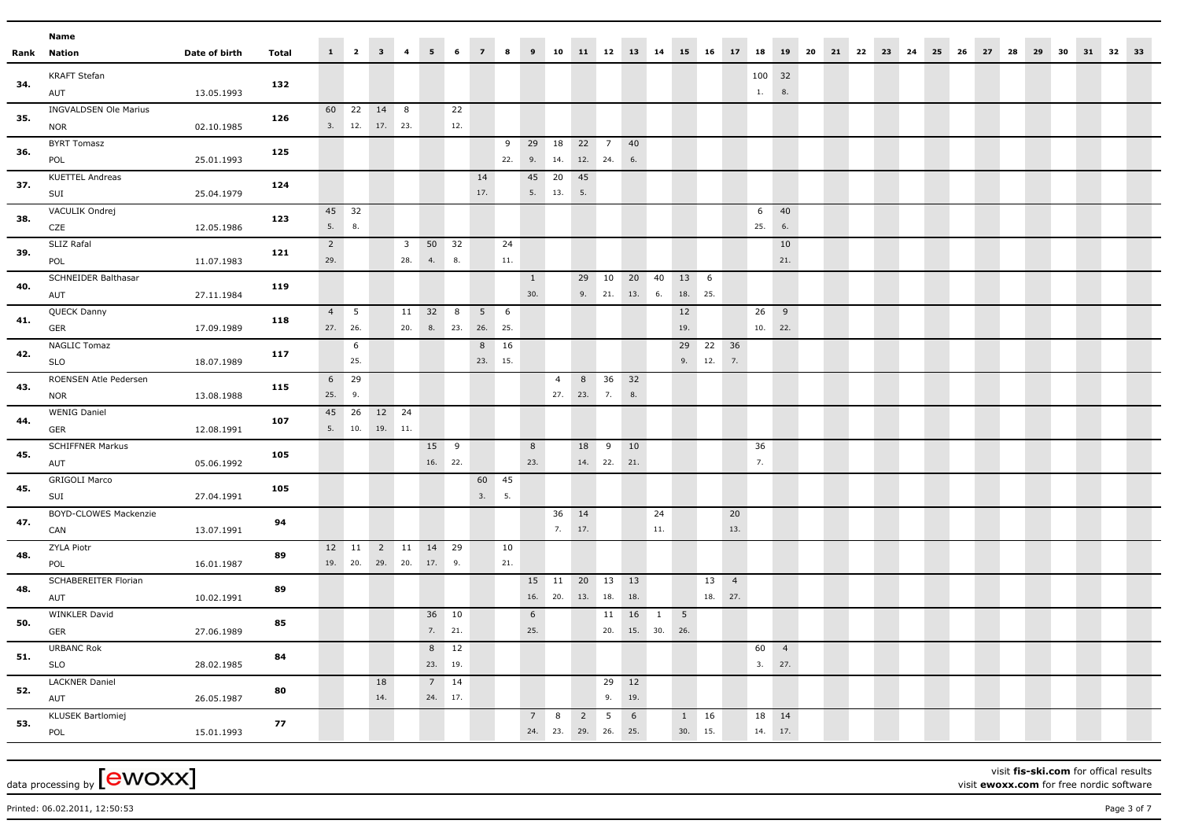| Rank | Name | Nation | Date of birth | Total | 1 | 2 | 3 | 4 | 5 | 6 | 7 | 8 | 9 | 10 | 11 | 12 | 13 | 14 | 15 | 16 | 17 | 18 | 19 | 20 | 21 | 22 | 23 | 24 | 25 | 26 | 27 | 28 | 29 | 30 | 31 | 32 | 33 |
|---|---|---|---|---|---|---|---|---|---|---|---|---|---|---|---|---|---|---|---|---|---|---|---|---|---|---|---|---|---|---|---|---|---|---|---|---|---|
| 34. | KRAFT Stefan | AUT | 13.05.1993 | 132 | | | | | | | | | | | | | | | | | | 100 (1.) | 32 (8.) | | | | | | | | | | | | | | |
| 35. | INGVALDSEN Ole Marius | NOR | 02.10.1985 | 126 | 60 (3.) | 22 (12.) | 14 (17.) | 8 (23.) | | 22 (12.) | | | | | | | | | | | | | | | | | | | | | | | | | | | |
| 36. | BYRT Tomasz | POL | 25.01.1993 | 125 | | | | | | | | 9 (22.) | 29 (9.) | 18 (14.) | 22 (12.) | 7 (24.) | 40 (6.) | | | | | | | | | | | | | | | | | | | | |
| 37. | KUETTEL Andreas | SUI | 25.04.1979 | 124 | | | | | | | 14 (17.) | | 45 (5.) | 20 (13.) | 45 (5.) | | | | | | | | | | | | | | | | | | | | | | |
| 38. | VACULIK Ondrej | CZE | 12.05.1986 | 123 | 45 (5.) | 32 (8.) | | | | | | | | | | | | | | | | 6 (25.) | 40 (6.) | | | | | | | | | | | | | | |
| 39. | SLIZ Rafal | POL | 11.07.1983 | 121 | 2 (29.) | | | 3 (28.) | 50 (4.) | 32 (8.) | | 24 (11.) | | | | | | | | | | | 10 (21.) | | | | | | | | | | | | | | |
| 40. | SCHNEIDER Balthasar | AUT | 27.11.1984 | 119 | | | | | | | | | 1 (30.) | | 29 (9.) | 10 (21.) | 20 (13.) | 40 (6.) | 13 (18.) | 6 (25.) | | | | | | | | | | | | | | | | | |
| 41. | QUECK Danny | GER | 17.09.1989 | 118 | 4 (27.) | 5 (26.) | | 11 (20.) | 32 (8.) | 8 (23.) | 5 (26.) | 6 (25.) | | | | | | | 12 (19.) | | | 26 (10.) | 9 (22.) | | | | | | | | | | | | | | |
| 42. | NAGLIC Tomaz | SLO | 18.07.1989 | 117 | | 6 (25.) | | | | | 8 (23.) | 16 (15.) | | | | | | | 29 (9.) | 22 (12.) | 36 (7.) | | | | | | | | | | | | | | | | |
| 43. | ROENSEN Atle Pedersen | NOR | 13.08.1988 | 115 | 6 (25.) | 29 (9.) | | | | | | | | 4 (27.) | 8 (23.) | 36 (7.) | 32 (8.) | | | | | | | | | | | | | | | | | | | | |
| 44. | WENIG Daniel | GER | 12.08.1991 | 107 | 45 (5.) | 26 (10.) | 12 (19.) | 24 (11.) | | | | | | | | | | | | | | | | | | | | | | | | | | | | | |
| 45. | SCHIFFNER Markus | AUT | 05.06.1992 | 105 | | | | | 15 (16.) | 9 (22.) | | | 8 (23.) | | 18 (14.) | 9 (22.) | 10 (21.) | | | | | 36 (7.) | | | | | | | | | | | | | | | |
| 45. | GRIGOLI Marco | SUI | 27.04.1991 | 105 | | | | | | | 60 (3.) | 45 (5.) | | | | | | | | | | | | | | | | | | | | | | | | | |
| 47. | BOYD-CLOWES Mackenzie | CAN | 13.07.1991 | 94 | | | | | | | | | | 36 (7.) | 14 (17.) | | | 24 (11.) | | | 20 (13.) | | | | | | | | | | | | | | | | |
| 48. | ZYLA Piotr | POL | 16.01.1987 | 89 | 12 (19.) | 11 (20.) | 2 (29.) | 11 (20.) | 14 (17.) | 29 (9.) | | 10 (21.) | | | | | | | | | | | | | | | | | | | | | | | | | |
| 48. | SCHABEREITER Florian | AUT | 10.02.1991 | 89 | | | | | | | | | 15 (16.) | 11 (20.) | 20 (13.) | 13 (18.) | 13 (18.) | | | 13 (18.) | 4 (27.) | | | | | | | | | | | | | | | | |
| 50. | WINKLER David | GER | 27.06.1989 | 85 | | | | | 36 (7.) | 10 (21.) | | | 6 (25.) | | | 11 (20.) | 16 (15.) | 1 (30.) | 5 (26.) | | | | | | | | | | | | | | | | | | |
| 51. | URBANC Rok | SLO | 28.02.1985 | 84 | | | | | 8 (23.) | 12 (19.) | | | | | | | | | | | | 60 (3.) | 4 (27.) | | | | | | | | | | | | | | |
| 52. | LACKNER Daniel | AUT | 26.05.1987 | 80 | | | 18 (14.) | | 7 (24.) | 14 (17.) | | | | | | 29 (9.) | 12 (19.) | | | | | | | | | | | | | | | | | | | | |
| 53. | KLUSEK Bartlomiej | POL | 15.01.1993 | 77 | | | | | | | | | 7 (24.) | 8 (23.) | 2 (29.) | 5 (26.) | 6 (25.) | | 1 (30.) | 16 (15.) | | 18 (14.) | 14 (17.) | | | | | | | | | | | | | | |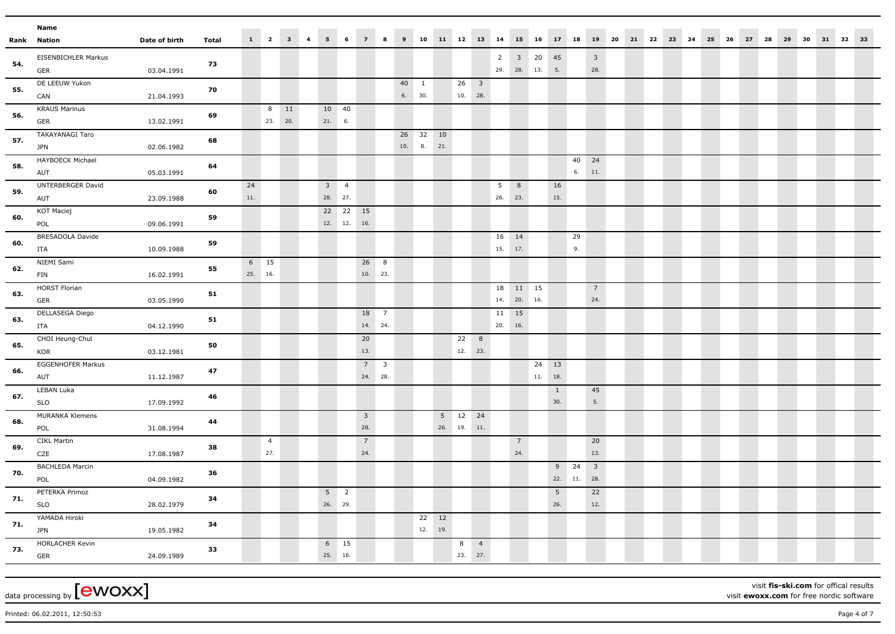| Rank | Name / Nation | Date of birth | Total | 1 | 2 | 3 | 4 | 5 | 6 | 7 | 8 | 9 | 10 | 11 | 12 | 13 | 14 | 15 | 16 | 17 | 18 | 19 | 20 | 21 | 22 | 23 | 24 | 25 | 26 | 27 | 28 | 29 | 30 | 31 | 32 | 33 |
|---|---|---|---|---|---|---|---|---|---|---|---|---|---|---|---|---|---|---|---|---|---|---|---|---|---|---|---|---|---|---|---|---|---|---|---|---|
| 54. | EISENBICHLER Markus GER | 03.04.1991 | 73 | | | | | | | | | | | | | | 2 29. | 3 28. | 20 13. | 45 5. | | 3 28. | | | | | | | | | | | | | | |
| 55. | DE LEEUW Yukon CAN | 21.04.1993 | 70 | | | | | | | | | 40 6. | 1 30. | | 26 10. | 3 28. | | | | | | | | | | | | | | | | | | | | |
| 56. | KRAUS Marinus GER | 13.02.1991 | 69 | | 8 23. | 11 20. | | 10 21. | 40 6. | | | | | | | | | | | | | | | | | | | | | | | | | | | |
| 57. | TAKAYANAGI Taro JPN | 02.06.1982 | 68 | | | | | | | | | 26 10. | 32 8. | 10 21. | | | | | | | | | | | | | | | | | | | | | | |
| 58. | HAYBOECK Michael AUT | 05.03.1991 | 64 | | | | | | | | | | | | | | | | | | 40 6. | 24 11. | | | | | | | | | | | | | | |
| 59. | UNTERBERGER David AUT | 23.09.1988 | 60 | 24 11. | | | | 3 28. | 4 27. | | | | | | | | 5 26. | 8 23. | | 16 15. | | | | | | | | | | | | | | | | |
| 60. | KOT Maciej POL | 09.06.1991 | 59 | | | | | 22 12. | 22 12. | 15 16. | | | | | | | | | | | | | | | | | | | | | | | | | | |
| 60. | BRESADOLA Davide ITA | 10.09.1988 | 59 | | | | | | | | | | | | | | 16 15. | 14 17. | | | 29 9. | | | | | | | | | | | | | | | |
| 62. | NIEMI Sami FIN | 16.02.1991 | 55 | 6 25. | 15 16. | | | | | 26 10. | 8 23. | | | | | | | | | | | | | | | | | | | | | | | | | |
| 63. | HORST Florian GER | 03.05.1990 | 51 | | | | | | | | | | | | | | 18 14. | 11 20. | 15 16. | | | 7 24. | | | | | | | | | | | | | | |
| 63. | DELLASEGA Diego ITA | 04.12.1990 | 51 | | | | | | | 18 14. | 7 24. | | | | | | 11 20. | 15 16. | | | | | | | | | | | | | | | | | | |
| 65. | CHOI Heung-Chul KOR | 03.12.1981 | 50 | | | | | | | 20 13. | | | | | 22 12. | 8 23. | | | | | | | | | | | | | | | | | | | | |
| 66. | EGGENHOFER Markus AUT | 11.12.1987 | 47 | | | | | | | 7 24. | 3 28. | | | | | | | | 24 11. | 13 18. | | | | | | | | | | | | | | | | |
| 67. | LEBAN Luka SLO | 17.09.1992 | 46 | | | | | | | | | | | | | | | | | 1 30. | | 45 5. | | | | | | | | | | | | | | |
| 68. | MURANKA Klemens POL | 31.08.1994 | 44 | | | | | | | 3 28. | | | | 5 26. | 12 19. | 24 11. | | | | | | | | | | | | | | | | | | | | |
| 69. | CIKL Martin CZE | 17.08.1987 | 38 | | 4 27. | | | | | 7 24. | | | | | | | | 7 24. | | | | 20 13. | | | | | | | | | | | | | | |
| 70. | BACHLEDA Marcin POL | 04.09.1982 | 36 | | | | | | | | | | | | | | | | | 9 22. | 24 11. | 3 28. | | | | | | | | | | | | | | |
| 71. | PETERKA Primoz SLO | 28.02.1979 | 34 | | | | | 5 26. | 2 29. | | | | | | | | | | | 5 26. | | 22 12. | | | | | | | | | | | | | | |
| 71. | YAMADA Hiroki JPN | 19.05.1982 | 34 | | | | | | | | | | 22 12. | 12 19. | | | | | | | | | | | | | | | | | | | | | | |
| 73. | HORLACHER Kevin GER | 24.09.1989 | 33 | | | | | 6 25. | 15 16. | | | | | | 8 23. | 4 27. | | | | | | | | | | | | | | | | | | | | |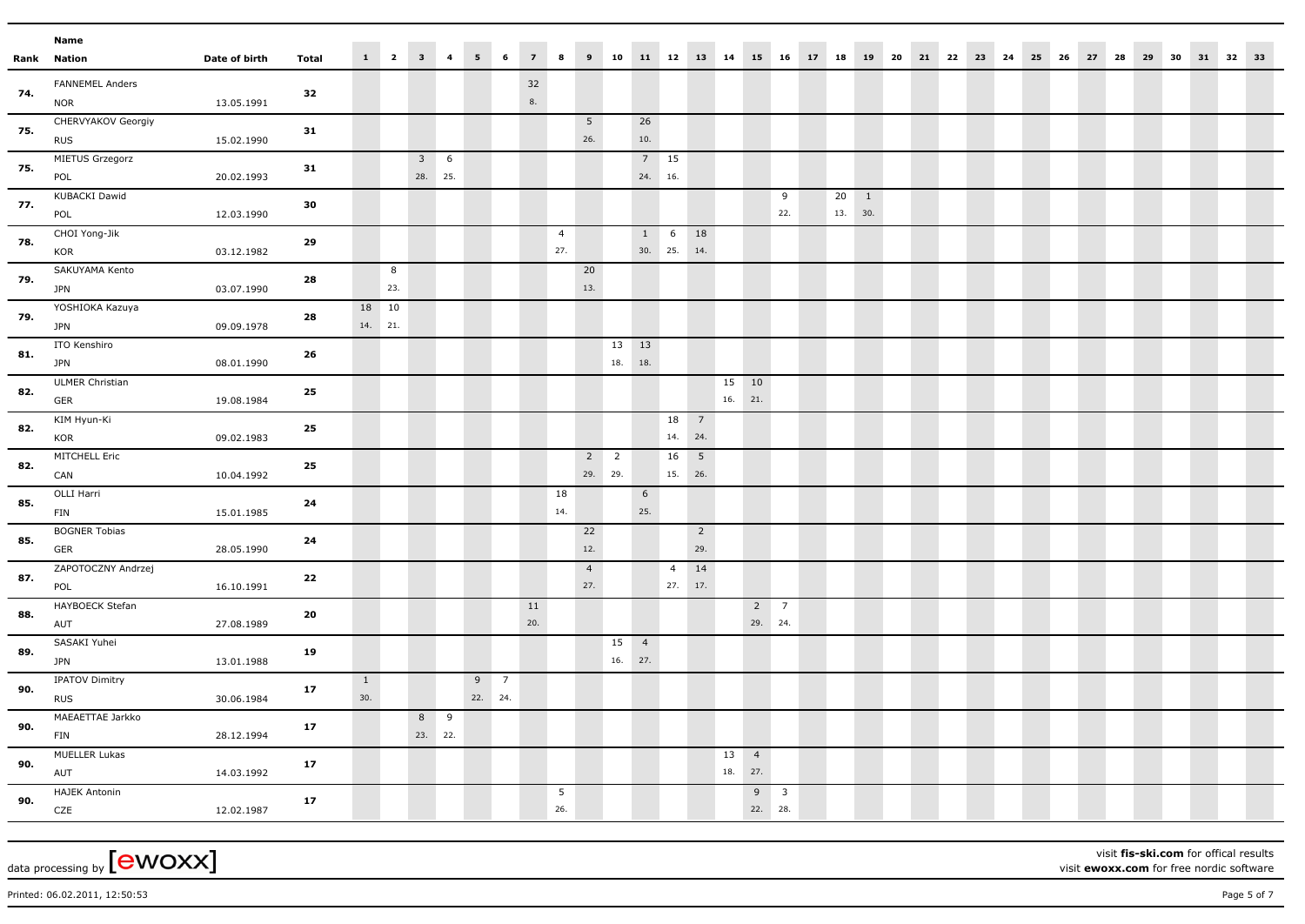| Rank | Name / Nation | Date of birth | Total | 1 | 2 | 3 | 4 | 5 | 6 | 7 | 8 | 9 | 10 | 11 | 12 | 13 | 14 | 15 | 16 | 17 | 18 | 19 | 20 | 21 | 22 | 23 | 24 | 25 | 26 | 27 | 28 | 29 | 30 | 31 | 32 | 33 |
|---|---|---|---|---|---|---|---|---|---|---|---|---|---|---|---|---|---|---|---|---|---|---|---|---|---|---|---|---|---|---|---|---|---|---|---|---|
| 74. | FANNEMEL Anders | | 32 | | | | | | | 32 | | | | | | | | | | | | | | | | | | | | | | | | | | |
| | NOR | 13.05.1991 | | | | | | | | 8. | | | | | | | | | | | | | | | | | | | | | | | | | | |
| 75. | CHERVYAKOV Georgiy | | 31 | | | | | | | | | 5 | | 26 | | | | | | | | | | | | | | | | | | | | | | |
| | RUS | 15.02.1990 | | | | | | | | | | 26. | | 10. | | | | | | | | | | | | | | | | | | | | | | |
| 75. | MIETUS Grzegorz | | 31 | | | 3 | 6 | | | | | | | 7 | 15 | | | | | | | | | | | | | | | | | | | | | |
| | POL | 20.02.1993 | | | | 28. | 25. | | | | | | | 24. | 16. | | | | | | | | | | | | | | | | | | | | | |
| 77. | KUBACKI Dawid | | 30 | | | | | | | | | | | | | | | | 9 | | 20 | 1 | | | | | | | | | | | | | | |
| | POL | 12.03.1990 | | | | | | | | | | | | | | | | | 22. | | 13. | 30. | | | | | | | | | | | | | | |
| 78. | CHOI Yong-Jik | | 29 | | | | | | | | 4 | | | 1 | 6 | 18 | | | | | | | | | | | | | | | | | | | | |
| | KOR | 03.12.1982 | | | | | | | | | 27. | | | 30. | 25. | 14. | | | | | | | | | | | | | | | | | | | | |
| 79. | SAKUYAMA Kento | | 28 | | 8 | | | | | | | 20 | | | | | | | | | | | | | | | | | | | | | | | | |
| | JPN | 03.07.1990 | | | 23. | | | | | | | 13. | | | | | | | | | | | | | | | | | | | | | | | | |
| 79. | YOSHIOKA Kazuya | | 28 | 18 | 10 | | | | | | | | | | | | | | | | | | | | | | | | | | | | | | | |
| | JPN | 09.09.1978 | | 14. | 21. | | | | | | | | | | | | | | | | | | | | | | | | | | | | | | | |
| 81. | ITO Kenshiro | | 26 | | | | | | | | | | 13 | 13 | | | | | | | | | | | | | | | | | | | | | | |
| | JPN | 08.01.1990 | | | | | | | | | | | 18. | 18. | | | | | | | | | | | | | | | | | | | | | | |
| 82. | ULMER Christian | | 25 | | | | | | | | | | | | | | 15 | 10 | | | | | | | | | | | | | | | | | | |
| | GER | 19.08.1984 | | | | | | | | | | | | | | | 16. | 21. | | | | | | | | | | | | | | | | | | |
| 82. | KIM Hyun-Ki | | 25 | | | | | | | | | | | | 18 | 7 | | | | | | | | | | | | | | | | | | | | |
| | KOR | 09.02.1983 | | | | | | | | | | | | | 14. | 24. | | | | | | | | | | | | | | | | | | | | |
| 82. | MITCHELL Eric | | 25 | | | | | | | | | 2 | 2 | | 16 | 5 | | | | | | | | | | | | | | | | | | | | |
| | CAN | 10.04.1992 | | | | | | | | | | 29. | 29. | | 15. | 26. | | | | | | | | | | | | | | | | | | | | |
| 85. | OLLI Harri | | 24 | | | | | | | | 18 | | | 6 | | | | | | | | | | | | | | | | | | | | | | |
| | FIN | 15.01.1985 | | | | | | | | | 14. | | | 25. | | | | | | | | | | | | | | | | | | | | | | |
| 85. | BOGNER Tobias | | 24 | | | | | | | | | 22 | | | | 2 | | | | | | | | | | | | | | | | | | | | |
| | GER | 28.05.1990 | | | | | | | | | | 12. | | | | 29. | | | | | | | | | | | | | | | | | | | | |
| 87. | ZAPOTOCZNY Andrzej | | 22 | | | | | | | | | 4 | | | 4 | 14 | | | | | | | | | | | | | | | | | | | | |
| | POL | 16.10.1991 | | | | | | | | | | 27. | | | 27. | 17. | | | | | | | | | | | | | | | | | | | | |
| 88. | HAYBOECK Stefan | | 20 | | | | | | | 11 | | | | | | | | 2 | 7 | | | | | | | | | | | | | | | | | |
| | AUT | 27.08.1989 | | | | | | | | 20. | | | | | | | | 29. | 24. | | | | | | | | | | | | | | | | | |
| 89. | SASAKI Yuhei | | 19 | | | | | | | | | | 15 | 4 | | | | | | | | | | | | | | | | | | | | | | |
| | JPN | 13.01.1988 | | | | | | | | | | | 16. | 27. | | | | | | | | | | | | | | | | | | | | | | |
| 90. | IPATOV Dimitry | | 17 | 1 | | | | 9 | 7 | | | | | | | | | | | | | | | | | | | | | | | | | | | |
| | RUS | 30.06.1984 | | 30. | | | | 22. | 24. | | | | | | | | | | | | | | | | | | | | | | | | | | | |
| 90. | MAEAETTAE Jarkko | | 17 | | | 8 | 9 | | | | | | | | | | | | | | | | | | | | | | | | | | | | | |
| | FIN | 28.12.1994 | | | | 23. | 22. | | | | | | | | | | | | | | | | | | | | | | | | | | | | | |
| 90. | MUELLER Lukas | | 17 | | | | | | | | | | | | | | 13 | 4 | | | | | | | | | | | | | | | | | | |
| | AUT | 14.03.1992 | | | | | | | | | | | | | | | 18. | 27. | | | | | | | | | | | | | | | | | | |
| 90. | HAJEK Antonin | | 17 | | | | | | | | 5 | | | | | | | 9 | 3 | | | | | | | | | | | | | | | | | |
| | CZE | 12.02.1987 | | | | | | | | | 26. | | | | | | | 22. | 28. | | | | | | | | | | | | | | | | | |

data processing by [ewoxx]

visit **fis-ski.com** for offical results
visit **ewoxx.com** for free nordic software

Printed: 06.02.2011, 12:50:53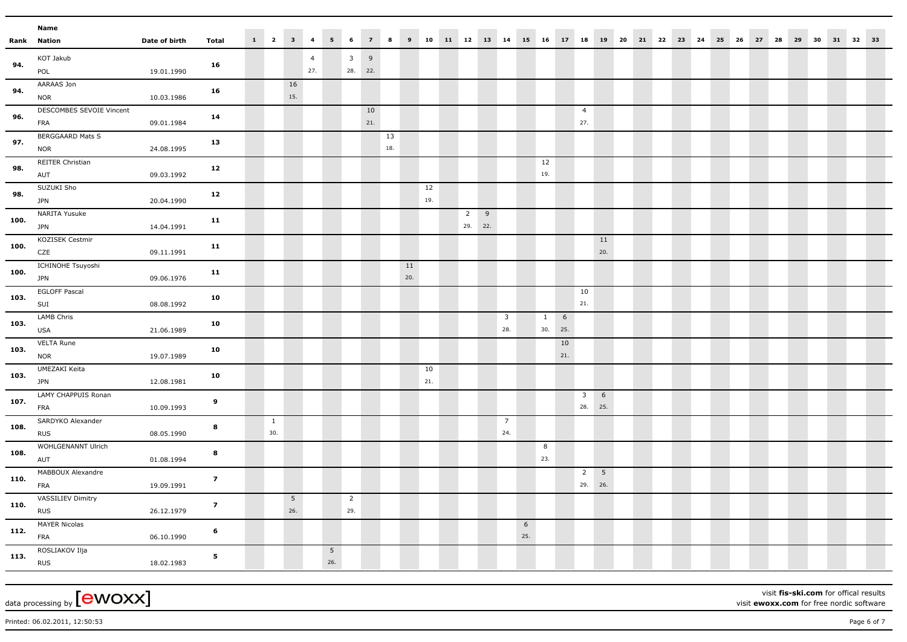| Rank | Name | Nation | Date of birth | Total | 1 | 2 | 3 | 4 | 5 | 6 | 7 | 8 | 9 | 10 | 11 | 12 | 13 | 14 | 15 | 16 | 17 | 18 | 19 | 20 | 21 | 22 | 23 | 24 | 25 | 26 | 27 | 28 | 29 | 30 | 31 | 32 | 33 |
|---|---|---|---|---|---|---|---|---|---|---|---|---|---|---|---|---|---|---|---|---|---|---|---|---|---|---|---|---|---|---|---|---|---|---|---|---|---|
| 94. | KOT Jakub | POL | 19.01.1990 | 16 | | | | 4 27. | | 3 28. | 9 22. | | | | | | | | | | | | | | | | | | | | | | | | | | |
| 94. | AARAAS Jon | NOR | 10.03.1986 | 16 | | | 16 15. | | | | | | | | | | | | | | | | | | | | | | | | | | | | | | |
| 96. | DESCOMBES SEVOIE Vincent | FRA | 09.01.1984 | 14 | | | | | | | 10 21. | | | | | | | | | | | 4 27. | | | | | | | | | | | | | | | |
| 97. | BERGGAARD Mats S | NOR | 24.08.1995 | 13 | | | | | | | | 13 18. | | | | | | | | | | | | | | | | | | | | | | | | | |
| 98. | REITER Christian | AUT | 09.03.1992 | 12 | | | | | | | | | | | | | | | | 12 19. | | | | | | | | | | | | | | | | | |
| 98. | SUZUKI Sho | JPN | 20.04.1990 | 12 | | | | | | | | | | 12 19. | | | | | | | | | | | | | | | | | | | | | | | |
| 100. | NARITA Yusuke | JPN | 14.04.1991 | 11 | | | | | | | | | | | | 2 29. | 9 22. | | | | | | | | | | | | | | | | | | | | |
| 100. | KOZISEK Cestmir | CZE | 09.11.1991 | 11 | | | | | | | | | | | | | | | | | | | 11 20. | | | | | | | | | | | | | | |
| 100. | ICHINOHE Tsuyoshi | JPN | 09.06.1976 | 11 | | | | | | | | | 11 20. | | | | | | | | | | | | | | | | | | | | | | | | |
| 103. | EGLOFF Pascal | SUI | 08.08.1992 | 10 | | | | | | | | | | | | | | | | | | 10 21. | | | | | | | | | | | | | | | |
| 103. | LAMB Chris | USA | 21.06.1989 | 10 | | | | | | | | | | | | | | 3 28. | | 1 30. | 6 25. | | | | | | | | | | | | | | | | |
| 103. | VELTA Rune | NOR | 19.07.1989 | 10 | | | | | | | | | | | | | | | | | 10 21. | | | | | | | | | | | | | | | | |
| 103. | UMEZAKI Keita | JPN | 12.08.1981 | 10 | | | | | | | | | | 10 21. | | | | | | | | | | | | | | | | | | | | | | | |
| 107. | LAMY CHAPPUIS Ronan | FRA | 10.09.1993 | 9 | | | | | | | | | | | | | | | | | | 3 28. | 6 25. | | | | | | | | | | | | | | |
| 108. | SARDYKO Alexander | RUS | 08.05.1990 | 8 | | 1 30. | | | | | | | | | | | | 7 24. | | | | | | | | | | | | | | | | | | | |
| 108. | WOHLGENANNT Ulrich | AUT | 01.08.1994 | 8 | | | | | | | | | | | | | | | | 8 23. | | | | | | | | | | | | | | | | | |
| 110. | MABBOUX Alexandre | FRA | 19.09.1991 | 7 | | | | | | | | | | | | | | | | | | 2 29. | 5 26. | | | | | | | | | | | | | | |
| 110. | VASSILIEV Dimitry | RUS | 26.12.1979 | 7 | | | 5 26. | | | 2 29. | | | | | | | | | | | | | | | | | | | | | | | | | | | |
| 112. | MAYER Nicolas | FRA | 06.10.1990 | 6 | | | | | | | | | | | | | | | 6 25. | | | | | | | | | | | | | | | | | | |
| 113. | ROSLIAKOV Ilja | RUS | 18.02.1983 | 5 | | | | | 5 26. | | | | | | | | | | | | | | | | | | | | | | | | | | | | |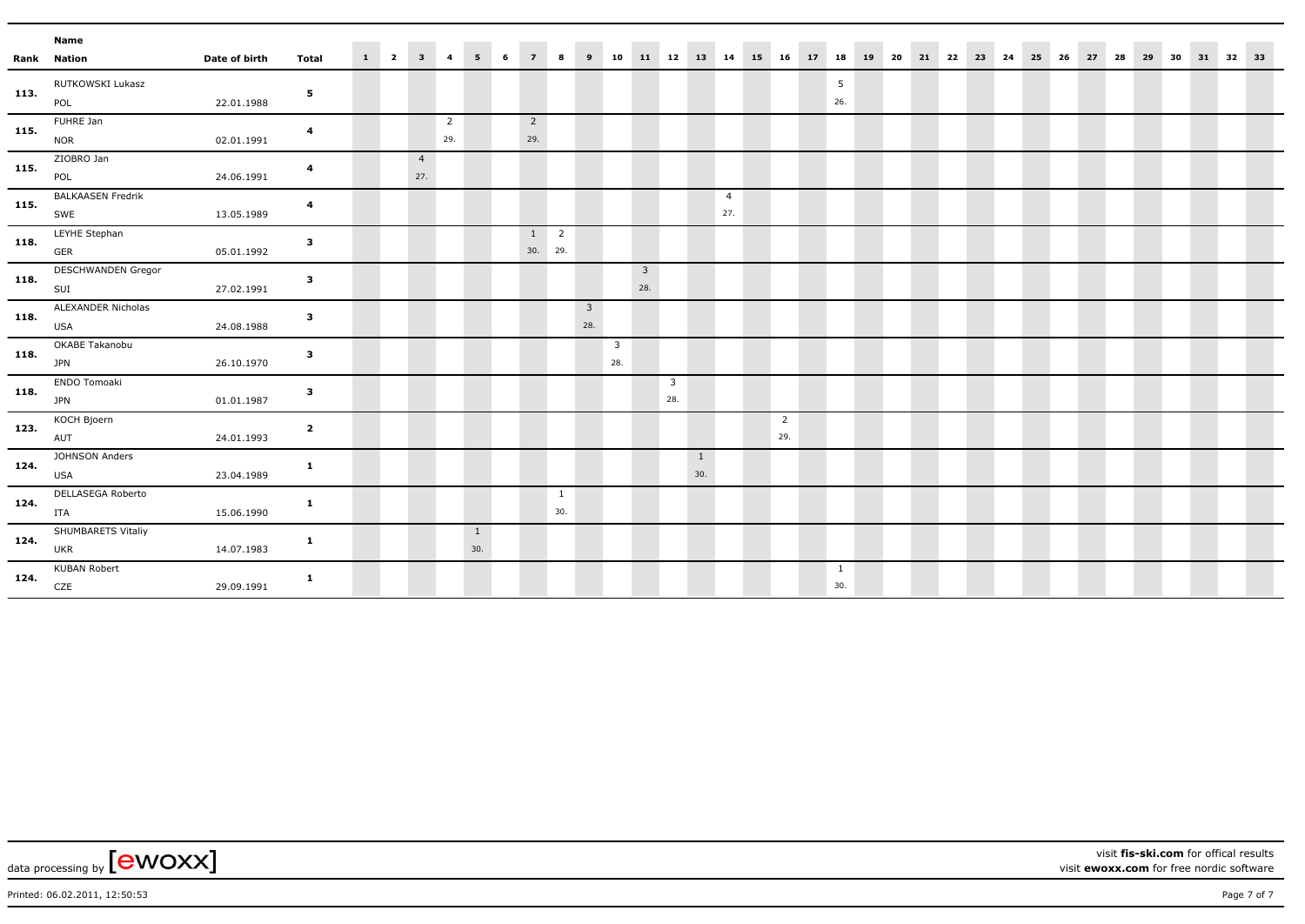| Rank | Name<br>Nation | Date of birth | Total | 1 | 2 | 3 | 4 | 5 | 6 | 7 | 8 | 9 | 10 | 11 | 12 | 13 | 14 | 15 | 16 | 17 | 18 | 19 | 20 | 21 | 22 | 23 | 24 | 25 | 26 | 27 | 28 | 29 | 30 | 31 | 32 | 33 |
|---|---|---|---|---|---|---|---|---|---|---|---|---|---|---|---|---|---|---|---|---|---|---|---|---|---|---|---|---|---|---|---|---|---|---|---|---|
| 113. | RUTKOWSKI Lukasz | | 5 | | | | | | | | | | | | | | | | | | 5 | | | | | | | | | | | | | | | |
| | POL | 22.01.1988 | | | | | | | | | | | | | | | | | | | 26. | | | | | | | | | | | | | | | |
| 115. | FUHRE Jan | | 4 | | | | 2 | | | 2 | | | | | | | | | | | | | | | | | | | | | | | | | | |
| | NOR | 02.01.1991 | | | | | 29. | | | 29. | | | | | | | | | | | | | | | | | | | | | | | | | | |
| 115. | ZIOBRO Jan | | 4 | | | 4 | | | | | | | | | | | | | | | | | | | | | | | | | | | | | | |
| | POL | 24.06.1991 | | | | 27. | | | | | | | | | | | | | | | | | | | | | | | | | | | | | | |
| 115. | BALKAASEN Fredrik | | 4 | | | | | | | | | | | | | | 4 | | | | | | | | | | | | | | | | | | | |
| | SWE | 13.05.1989 | | | | | | | | | | | | | | | 27. | | | | | | | | | | | | | | | | | | | |
| 118. | LEYHE Stephan | | 3 | | | | | | | 1 | 2 | | | | | | | | | | | | | | | | | | | | | | | | | |
| | GER | 05.01.1992 | | | | | | | | 30. | 29. | | | | | | | | | | | | | | | | | | | | | | | | | |
| 118. | DESCHWANDEN Gregor | | 3 | | | | | | | | | | | 3 | | | | | | | | | | | | | | | | | | | | | | |
| | SUI | 27.02.1991 | | | | | | | | | | | | 28. | | | | | | | | | | | | | | | | | | | | | | |
| 118. | ALEXANDER Nicholas | | 3 | | | | | | | | | 3 | | | | | | | | | | | | | | | | | | | | | | | | |
| | USA | 24.08.1988 | | | | | | | | | | 28. | | | | | | | | | | | | | | | | | | | | | | | | |
| 118. | OKABE Takanobu | | 3 | | | | | | | | | | 3 | | | | | | | | | | | | | | | | | | | | | | | |
| | JPN | 26.10.1970 | | | | | | | | | | | 28. | | | | | | | | | | | | | | | | | | | | | | | |
| 118. | ENDO Tomoaki | | 3 | | | | | | | | | | | | 3 | | | | | | | | | | | | | | | | | | | | | |
| | JPN | 01.01.1987 | | | | | | | | | | | | | 28. | | | | | | | | | | | | | | | | | | | | | |
| 123. | KOCH Bjoern | | 2 | | | | | | | | | | | | | | | | 2 | | | | | | | | | | | | | | | | | |
| | AUT | 24.01.1993 | | | | | | | | | | | | | | | | | 29. | | | | | | | | | | | | | | | | | |
| 124. | JOHNSON Anders | | 1 | | | | | | | | | | | | | 1 | | | | | | | | | | | | | | | | | | | | |
| | USA | 23.04.1989 | | | | | | | | | | | | | | 30. | | | | | | | | | | | | | | | | | | | | |
| 124. | DELLASEGA Roberto | | 1 | | | | | | | | 1 | | | | | | | | | | | | | | | | | | | | | | | | | |
| | ITA | 15.06.1990 | | | | | | | | | 30. | | | | | | | | | | | | | | | | | | | | | | | | | |
| 124. | SHUMBARETS Vitaliy | | 1 | | | | | 1 | | | | | | | | | | | | | | | | | | | | | | | | | | | | |
| | UKR | 14.07.1983 | | | | | | 30. | | | | | | | | | | | | | | | | | | | | | | | | | | | | |
| 124. | KUBAN Robert | | 1 | | | | | | | | | | | | | | | | | | 1 | | | | | | | | | | | | | | | |
| | CZE | 29.09.1991 | | | | | | | | | | | | | | | | | | | 30. | | | | | | | | | | | | | | | |

data processing by [ewoxx]

visit **fis-ski.com** for offical results
visit **ewoxx.com** for free nordic software

Printed: 06.02.2011, 12:50:53